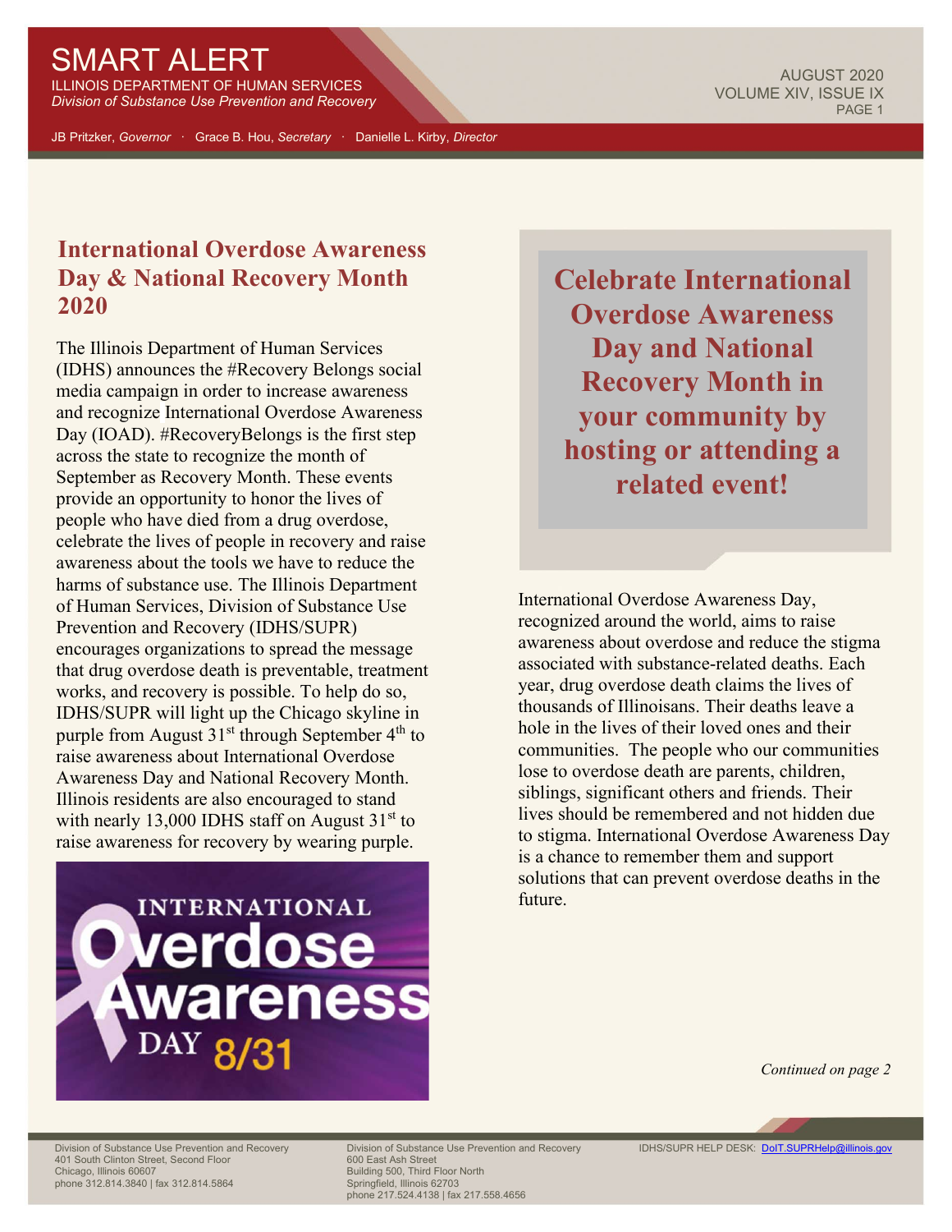# SMART ALERT

ILLINOIS DEPARTMENT OF HUMAN SERVICES
*Division of Substance Use Prevention and Recovery*

AUGUST 2020
VOLUME XIV, ISSUE IX

JB Pritzker, *Governor* · Grace B. Hou, *Secretary* · Danielle L. Kirby, *Director*

## International Overdose Awareness Day & National Recovery Month 2020

The Illinois Department of Human Services (IDHS) announces the #Recovery Belongs social media campaign in order to increase awareness and recognize International Overdose Awareness Day (IOAD). #RecoveryBelongs is the first step across the state to recognize the month of September as Recovery Month. These events provide an opportunity to honor the lives of people who have died from a drug overdose, celebrate the lives of people in recovery and raise awareness about the tools we have to reduce the harms of substance use. The Illinois Department of Human Services, Division of Substance Use Prevention and Recovery (IDHS/SUPR) encourages organizations to spread the message that drug overdose death is preventable, treatment works, and recovery is possible. To help do so, IDHS/SUPR will light up the Chicago skyline in purple from August 31st through September 4th to raise awareness about International Overdose Awareness Day and National Recovery Month. Illinois residents are also encouraged to stand with nearly 13,000 IDHS staff on August 31st to raise awareness for recovery by wearing purple.

INTERNATIONAL Overdose Awareness DAY 8/31

**Celebrate International Overdose Awareness Day and National Recovery Month in your community by hosting or attending a related event!**

International Overdose Awareness Day, recognized around the world, aims to raise awareness about overdose and reduce the stigma associated with substance-related deaths. Each year, drug overdose death claims the lives of thousands of Illinoisans. Their deaths leave a hole in the lives of their loved ones and their communities. The people who our communities lose to overdose death are parents, children, siblings, significant others and friends. Their lives should be remembered and not hidden due to stigma. International Overdose Awareness Day is a chance to remember them and support solutions that can prevent overdose deaths in the future.

*Continued on page 2*

Division of Substance Use Prevention and Recovery
401 South Clinton Street, Second Floor
Chicago, Illinois 60607
phone 312.814.3840 | fax 312.814.5864

Division of Substance Use Prevention and Recovery
600 East Ash Street
Building 500, Third Floor North
Springfield, Illinois 62703
phone 217.524.4138 | fax 217.558.4656

IDHS/SUPR HELP DESK: DoIT.SUPRHelp@illinois.gov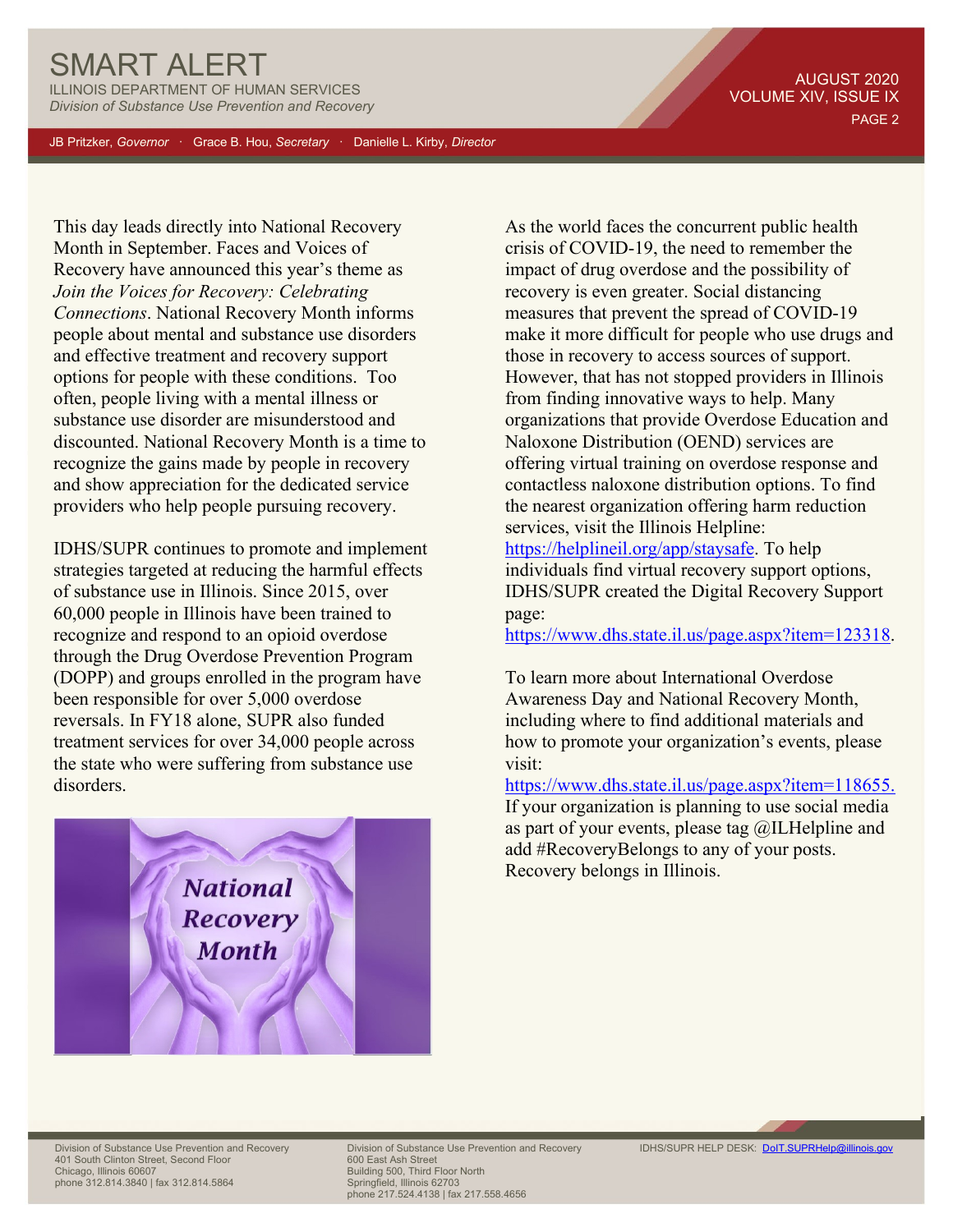This day leads directly into National Recovery Month in September. Faces and Voices of Recovery have announced this year's theme as *Join the Voices for Recovery: Celebrating Connections*. National Recovery Month informs people about mental and substance use disorders and effective treatment and recovery support options for people with these conditions. Too often, people living with a mental illness or substance use disorder are misunderstood and discounted. National Recovery Month is a time to recognize the gains made by people in recovery and show appreciation for the dedicated service providers who help people pursuing recovery.

IDHS/SUPR continues to promote and implement strategies targeted at reducing the harmful effects of substance use in Illinois. Since 2015, over 60,000 people in Illinois have been trained to recognize and respond to an opioid overdose through the Drug Overdose Prevention Program (DOPP) and groups enrolled in the program have been responsible for over 5,000 overdose reversals. In FY18 alone, SUPR also funded treatment services for over 34,000 people across the state who were suffering from substance use disorders.

As the world faces the concurrent public health crisis of COVID-19, the need to remember the impact of drug overdose and the possibility of recovery is even greater. Social distancing measures that prevent the spread of COVID-19 make it more difficult for people who use drugs and those in recovery to access sources of support. However, that has not stopped providers in Illinois from finding innovative ways to help. Many organizations that provide Overdose Education and Naloxone Distribution (OEND) services are offering virtual training on overdose response and contactless naloxone distribution options. To find the nearest organization offering harm reduction services, visit the Illinois Helpline: https://helplineil.org/app/staysafe. To help individuals find virtual recovery support options, IDHS/SUPR created the Digital Recovery Support page: https://www.dhs.state.il.us/page.aspx?item=123318.

To learn more about International Overdose Awareness Day and National Recovery Month, including where to find additional materials and how to promote your organization's events, please visit: https://www.dhs.state.il.us/page.aspx?item=118655. If your organization is planning to use social media as part of your events, please tag @ILHelpline and add #RecoveryBelongs to any of your posts. Recovery belongs in Illinois.

National Recovery Month